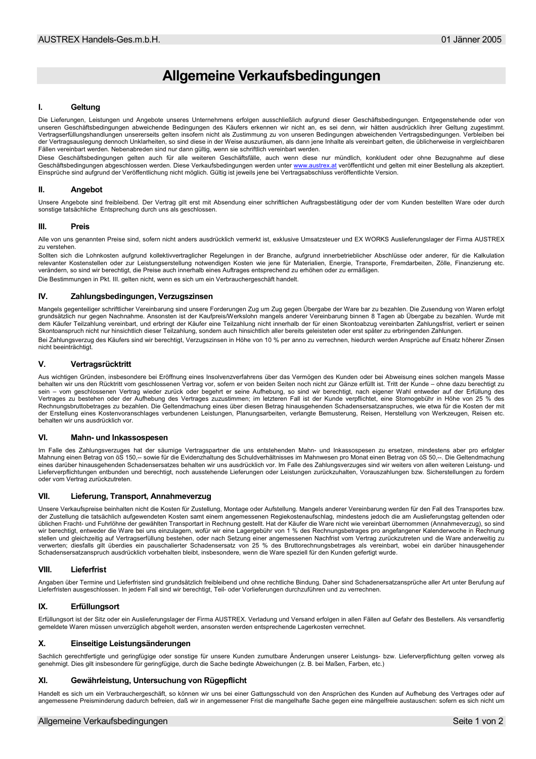# Allgemeine Verkaufsbedingungen

## I. Geltung

Die Lieferungen, Leistungen und Angebote unseres Unternehmens erfolgen ausschließlich aufgrund dieser Geschäftsbedingungen. Entgegenstehende oder von unseren Geschäftsbedingungen abweichende Bedingungen des Käufers erkennen wir nicht an, es sei denn, wir hätten ausdrücklich ihrer Geltung zugestimmt. Vertragserfüllungshandlungen unsererseits gelten insofern nicht als Zustimmung zu von unseren Bedingungen abweichenden Vertragsbedingungen. Verbleiben bei der Vertragsauslegung dennoch Unklarheiten, so sind diese in der Weise auszuräumen, als dann jene Inhalte als vereinbart gelten, die üblicherweise in vergleichbaren Fällen vereinbart werden. Nebenabreden sind nur dann gültig, wenn sie schriftlich vereinbart werden.

Diese Geschäftsbedingungen gelten auch für alle weiteren Geschäftsfälle, auch wenn diese nur mündlich, konkludent oder ohne Bezugnahme auf diese Geschäftsbedingungen abgeschlossen werden. Diese Verkaufsbedingungen werden unter www.austrex.at veröffentlicht und gelten mit einer Bestellung als akzeptiert. Einsprüche sind aufgrund der Veröffentlichung nicht möglich. Gültig ist jeweils jene bei Vertragsabschluss veröffentlichte Version.

## II. Angebot

Unsere Angebote sind freibleibend. Der Vertrag gilt erst mit Absendung einer schriftlichen Auftragsbestätigung oder der vom Kunden bestellten Ware oder durch sonstige tatsächliche Entsprechung durch uns als geschlossen.

## III. Preis

Alle von uns genannten Preise sind, sofern nicht anders ausdrücklich vermerkt ist, exklusive Umsatzsteuer und EX WORKS Auslieferungslager der Firma AUSTREX zu verstehen.

Sollten sich die Lohnkosten aufgrund kollektivvertraglicher Regelungen in der Branche, aufgrund innerbetrieblicher Abschlüsse oder anderer, für die Kalkulation relevanter Kostenstellen oder zur Leistungserstellung notwendigen Kosten wie jene für Materialien, Energie, Transporte, Fremdarbeiten, Zölle, Finanzierung etc. verändern, so sind wir berechtigt, die Preise auch innerhalb eines Auftrages entsprechend zu erhöhen oder zu ermäßigen.

Die Bestimmungen in Pkt. III. gelten nicht, wenn es sich um ein Verbrauchergeschäft handelt.

## IV. Zahlungsbedingungen, Verzugszinsen

Mangels gegenteiliger schriftlicher Vereinbarung sind unsere Forderungen Zug um Zug gegen Übergabe der Ware bar zu bezahlen. Die Zusendung von Waren erfolgt grundsätzlich nur gegen Nachnahme. Ansonsten ist der Kaufpreis/Werkslohn mangels anderer Vereinbarung binnen 8 Tagen ab Übergabe zu bezahlen. Wurde mit dem Käufer Teilzahlung vereinbart, und erbringt der Käufer eine Teilzahlung nicht innerhalb der für einen Skontoabzug vereinbarten Zahlungsfrist, verliert er seinen Skontoanspruch nicht nur hinsichtlich dieser Teilzahlung, sondern auch hinsichtlich aller bereits geleisteten oder erst später zu erbringenden Zahlungen.

Bei Zahlungsverzug des Käufers sind wir berechtigt, Verzugszinsen in Höhe von 10 % per anno zu verrechnen, hiedurch werden Ansprüche auf Ersatz höherer Zinsen nicht beeinträchtigt.

## V. Vertragsrücktritt

Aus wichtigen Gründen, insbesondere bei Eröffnung eines Insolvenzverfahrens über das Vermögen des Kunden oder bei Abweisung eines solchen mangels Masse behalten wir uns den Rücktritt vom geschlossenen Vertrag vor, sofern er von beiden Seiten noch nicht zur Gänze erfüllt ist. Tritt der Kunde – ohne dazu berechtigt zu sein – vom geschlossenen Vertrag wieder zurück oder begehrt er seine Aufhebung, so sind wir berechtigt, nach eigener Wahl entweder auf der Erfüllung des Vertrages zu bestehen oder der Aufhebung des Vertrages zuzustimmen; im letzteren Fall ist der Kunde verpflichtet, eine Stornogebühr in Höhe von 25 % des Rechnungsbruttobetrages zu bezahlen. Die Geltendmachung eines über diesen Betrag hinausgehenden Schadensersatzanspruches, wie etwa für die Kosten der mit der Erstellung eines Kostenvoranschlages verbundenen Leistungen, Planungsarbeiten, verlangte Bemusterung, Reisen, Herstellung von Werkzeugen, Reisen etc. behalten wir uns ausdrücklich vor.

## VI. Mahn- und Inkassospesen

Im Falle des Zahlungsverzuges hat der säumige Vertragspartner die uns entstehenden Mahn- und Inkassospesen zu ersetzen, mindestens aber pro erfolgter Mahnung einen Betrag von öS 150,-- sowie für die Evidenzhaltung des Schuldverhältnisses im Mahnwesen pro Monat einen Betrag von öS 50,--. Die Geltendmachung eines darüber hinausgehenden Schadensersatzes behalten wir uns ausdrücklich vor. Im Falle des Zahlungsverzuges sind wir weiters von allen weiteren Leistung- und Lieferverpflichtungen entbunden und berechtigt, noch ausstehende Lieferungen oder Leistungen zurückzuhalten, Vorauszahlungen bzw. Sicherstellungen zu fordern oder vom Vertrag zurückzutreten.

## VII. Lieferung, Transport, Annahmeverzug

Unsere Verkaufspreise beinhalten nicht die Kosten für Zustellung, Montage oder Aufstellung. Mangels anderer Vereinbarung werden für den Fall des Transportes bzw. der Zustellung die tatsächlich aufgewendeten Kosten samt einem angemessenen Regiekostenaufschlag, mindestens jedoch die am Auslieferungstag geltenden oder üblichen Fracht- und Fuhrlöhne der gewählten Transportart in Rechnung gestellt. Hat der Käufer die Ware nicht wie vereinbart übernommen (Annahmeverzug), so sind wir berechtigt, entweder die Ware bei uns einzulagern, wofür wir eine Lagergebühr von 1 % des Rechnungsbetrages pro angefangener Kalenderwoche in Rechnung stellen und gleichzeitig auf Vertragserfüllung bestehen, oder nach Setzung einer angemessenen Nachfrist vom Vertrag zurückzutreten und die Ware anderweitig zu verwerten; diesfalls gilt überdies ein pauschalierter Schadensersatz von 25 % des Bruttorechnungsbetrages als vereinbart, wobei ein darüber hinausgehender Schadensersatzanspruch ausdrücklich vorbehalten bleibt, insbesondere, wenn die Ware speziell für den Kunden gefertigt wurde.

## VIII. Lieferfrist

Angaben über Termine und Lieferfristen sind grundsätzlich freibleibend und ohne rechtliche Bindung. Daher sind Schadenersatzansprüche aller Art unter Berufung auf Lieferfristen ausgeschlossen. In jedem Fall sind wir berechtigt, Teil- oder Vorlieferungen durchzuführen und zu verrechnen.

## IX. Erfüllungsort

Erfüllungsort ist der Sitz oder ein Auslieferungslager der Firma AUSTREX. Verladung und Versand erfolgen in allen Fällen auf Gefahr des Bestellers. Als versandfertig gemeldete Waren müssen unverzüglich abgeholt werden, ansonsten werden entsprechende Lagerkosten verrechnet.

## X. Einseitige Leistungsänderungen

Sachlich gerechtfertigte und geringfügige oder sonstige für unsere Kunden zumutbare Änderungen unserer Leistungs- bzw. Lieferverpflichtung gelten vorweg als genehmigt. Dies gilt insbesondere für geringfügige, durch die Sache bedingte Abweichungen (z. B. bei Maßen, Farben, etc.)

## XI. Gewährleistung, Untersuchung von Rügepflicht

Handelt es sich um ein Verbrauchergeschäft, so können wir uns bei einer Gattungsschuld von den Ansprüchen des Kunden auf Aufhebung des Vertrages oder auf angemessene Preisminderung dadurch befreien, daß wir in angemessener Frist die mangelhafte Sache gegen eine mängelfreie austauschen: sofern es sich nicht um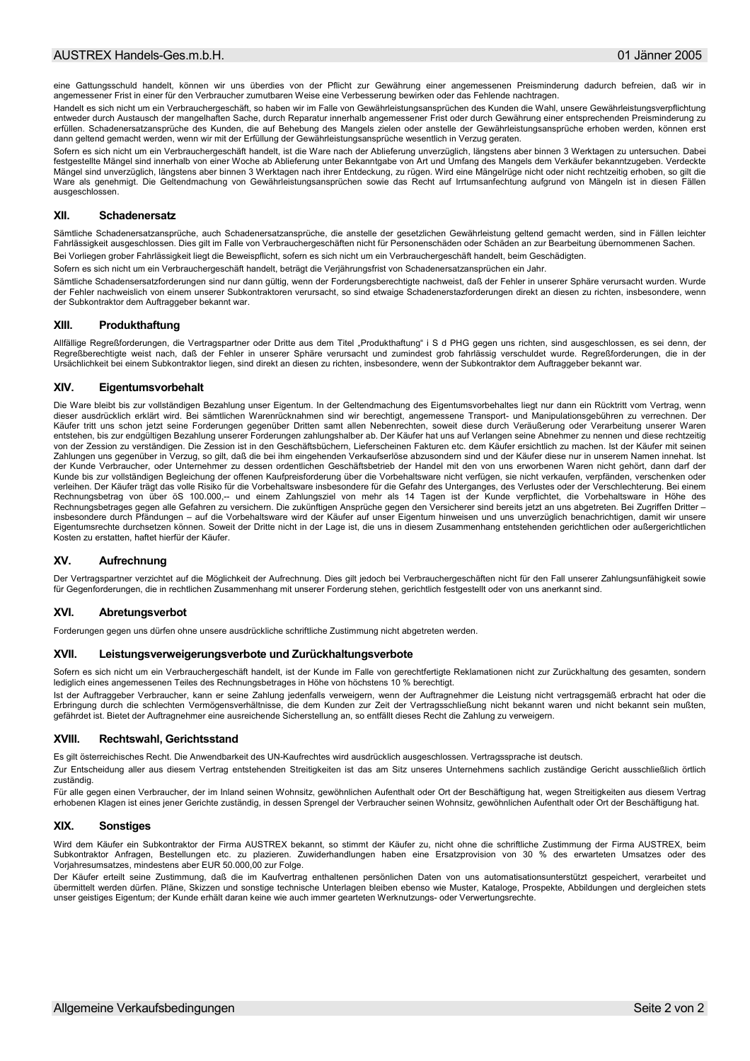eine Gattungsschuld handelt, können wir uns überdies von der Pflicht zur Gewährung einer angemessenen Preisminderung dadurch befreien, daß wir in angemessener Frist in einer für den Verbraucher zumutbaren Weise eine Verbesserung bewirken oder das Fehlende nachtragen.

Handelt es sich nicht um ein Verbrauchergeschäft, so haben wir im Falle von Gewährleistungsansprüchen des Kunden die Wahl, unsere Gewährleistungsverpflichtung entweder durch Austausch der mangelhaften Sache, durch Reparatur innerhalb angemessener Frist oder durch Gewährung einer entsprechenden Preisminderung zu erfüllen. Schadenersatzansprüche des Kunden, die auf Behebung des Mangels zielen oder anstelle der Gewährleistungsansprüche erhoben werden, können erst dann geltend gemacht werden, wenn wir mit der Erfüllung der Gewährleistungsansprüche wesentlich in Verzug geraten.

Sofern es sich nicht um ein Verbrauchergeschäft handelt, ist die Ware nach der Ablieferung unverzüglich, längstens aber binnen 3 Werktagen zu untersuchen. Dabei festgestellte Mängel sind innerhalb von einer Woche ab Ablieferung unter Bekanntgabe von Art und Umfang des Mangels dem Verkäufer bekanntzugeben. Verdeckte Mängel sind unverzüglich, längstens aber binnen 3 Werktagen nach ihrer Entdeckung, zu rügen. Wird eine Mängelrüge nicht oder nicht rechtzeitig erhoben, so gilt die Ware als genehmigt. Die Geltendmachung von Gewährleistungsansprüchen sowie das Recht auf Irrtumsanfechtung aufgrund von Mängeln ist in diesen Fällen ausgeschlossen.

## XII. Schadenersatz

Sämtliche Schadenersatzansprüche, auch Schadenersatzansprüche, die anstelle der gesetzlichen Gewährleistung geltend gemacht werden, sind in Fällen leichter Fahrlässigkeit ausgeschlossen. Dies gilt im Falle von Verbrauchergeschäften nicht für Personenschäden oder Schäden an zur Bearbeitung übernommenen Sachen.

Bei Vorliegen grober Fahrlässigkeit liegt die Beweispflicht, sofern es sich nicht um ein Verbrauchergeschäft handelt, beim Geschädigten.

Sofern es sich nicht um ein Verbrauchergeschäft handelt, beträgt die Verjährungsfrist von Schadenersatzansprüchen ein Jahr.

Sämtliche Schadensersatzforderungen sind nur dann gültig, wenn der Forderungsberechtigte nachweist, daß der Fehler in unserer Sphäre verursacht wurden. Wurde der Fehler nachweislich von einem unserer Subkontraktoren verursacht, so sind etwaige Schadenerstazforderungen direkt an diesen zu richten, insbesondere, wenn der Subkontraktor dem Auftraggeber bekannt war.

## XIII. Produkthaftung

Allfällige Regreßforderungen, die Vertragspartner oder Dritte aus dem Titel „Produkthaftung" i S d PHG gegen uns richten, sind ausgeschlossen, es sei denn, der Regreßberechtigte weist nach, daß der Fehler in unserer Sphäre verursacht und zumindest grob fahrlässig verschuldet wurde. Regreßforderungen, die in der Ursächlichkeit bei einem Subkontraktor liegen, sind direkt an diesen zu richten, insbesondere, wenn der Subkontraktor dem Auftraggeber bekannt war.

## XIV. Eigentumsvorbehalt

Die Ware bleibt bis zur vollständigen Bezahlung unser Eigentum. In der Geltendmachung des Eigentumsvorbehaltes liegt nur dann ein Rücktritt vom Vertrag, wenn dieser ausdrücklich erklärt wird. Bei sämtlichen Warenrücknahmen sind wir berechtigt, angemessene Transport- und Manipulationsgebühren zu verrechnen. Der Käufer tritt uns schon jetzt seine Forderungen gegenüber Dritten samt allen Nebenrechten, soweit diese durch Veräußerung oder Verarbeitung unserer Waren entstehen, bis zur endgültigen Bezahlung unserer Forderungen zahlungshalber ab. Der Käufer hat uns auf Verlangen seine Abnehmer zu nennen und diese rechtzeitig von der Zession zu verständigen. Die Zession ist in den Geschäftsbüchern, Lieferscheinen Fakturen etc. dem Käufer ersichtlich zu machen. Ist der Käufer mit seinen Zahlungen uns gegenüber in Verzug, so gilt, daß die bei ihm eingehenden Verkaufserlöse abzusondern sind und der Käufer diese nur in unserem Namen innehat. Ist der Kunde Verbraucher, oder Unternehmer zu dessen ordentlichen Geschäftsbetrieb der Handel mit den von uns erworbenen Waren nicht gehört, dann darf der Kunde bis zur vollständigen Begleichung der offenen Kaufpreisforderung über die Vorbehaltsware nicht verfügen, sie nicht verkaufen, verpfänden, verschenken oder verleihen. Der Käufer trägt das volle Risiko für die Vorbehaltsware insbesondere für die Gefahr des Unterganges, des Verlustes oder der Verschlechterung. Bei einem Rechnungsbetrag von über öS 100.000,-- und einem Zahlungsziel von mehr als 14 Tagen ist der Kunde verpflichtet, die Vorbehaltsware in Höhe des Rechnungsbetrages gegen alle Gefahren zu versichern. Die zukünftigen Ansprüche gegen den Versicherer sind bereits jetzt an uns abgetreten. Bei Zugriffen Dritter – insbesondere durch Pfändungen – auf die Vorbehaltsware wird der Käufer auf unser Eigentum hinweisen und uns unverzüglich benachrichtigen, damit wir unsere Eigentumsrechte durchsetzen können. Soweit der Dritte nicht in der Lage ist, die uns in diesem Zusammenhang entstehenden gerichtlichen oder außergerichtlichen Kosten zu erstatten, haftet hierfür der Käufer.

## XV. Aufrechnung

Der Vertragspartner verzichtet auf die Möglichkeit der Aufrechnung. Dies gilt jedoch bei Verbrauchergeschäften nicht für den Fall unserer Zahlungsunfähigkeit sowie für Gegenforderungen, die in rechtlichen Zusammenhang mit unserer Forderung stehen, gerichtlich festgestellt oder von uns anerkannt sind.

## XVI. Abretungsverbot

Forderungen gegen uns dürfen ohne unsere ausdrückliche schriftliche Zustimmung nicht abgetreten werden.

## XVII. Leistungsverweigerungsverbote und Zurückhaltungsverbote

Sofern es sich nicht um ein Verbrauchergeschäft handelt, ist der Kunde im Falle von gerechtfertigte Reklamationen nicht zur Zurückhaltung des gesamten, sondern lediglich eines angemessenen Teiles des Rechnungsbetrages in Höhe von höchstens 10 % berechtigt.

Ist der Auftraggeber Verbraucher, kann er seine Zahlung jedenfalls verweigern, wenn der Auftragnehmer die Leistung nicht vertragsgemäß erbracht hat oder die Erbringung durch die schlechten Vermögensverhältnisse, die dem Kunden zur Zeit der Vertragsschließung nicht bekannt waren und nicht bekannt sein mußten, gefährdet ist. Bietet der Auftragnehmer eine ausreichende Sicherstellung an, so entfällt dieses Recht die Zahlung zu verweigern.

## XVIII. Rechtswahl, Gerichtsstand

Es gilt österreichisches Recht. Die Anwendbarkeit des UN-Kaufrechtes wird ausdrücklich ausgeschlossen. Vertragssprache ist deutsch.

Zur Entscheidung aller aus diesem Vertrag entstehenden Streitigkeiten ist das am Sitz unseres Unternehmens sachlich zuständige Gericht ausschließlich örtlich zuständig.

Für alle gegen einen Verbraucher, der im Inland seinen Wohnsitz, gewöhnlichen Aufenthalt oder Ort der Beschäftigung hat, wegen Streitigkeiten aus diesem Vertrag erhobenen Klagen ist eines jener Gerichte zuständig, in dessen Sprengel der Verbraucher seinen Wohnsitz, gewöhnlichen Aufenthalt oder Ort der Beschäftigung hat.

## XIX. Sonstiges

Wird dem Käufer ein Subkontraktor der Firma AUSTREX bekannt, so stimmt der Käufer zu, nicht ohne die schriftliche Zustimmung der Firma AUSTREX, beim Subkontraktor Anfragen, Bestellungen etc. zu plazieren. Zuwiderhandlungen haben eine Ersatzprovision von 30 % des erwarteten Umsatzes oder des Vorjahresumsatzes, mindestens aber EUR 50.000,00 zur Folge.

Der Käufer erteilt seine Zustimmung, daß die im Kaufvertrag enthaltenen persönlichen Daten von uns automatisationsunterstützt gespeichert, verarbeitet und übermittelt werden dürfen. Pläne, Skizzen und sonstige technische Unterlagen bleiben ebenso wie Muster, Kataloge, Prospekte, Abbildungen und dergleichen stets unser geistiges Eigentum; der Kunde erhält daran keine wie auch immer gearteten Werknutzungs- oder Verwertungsrechte.